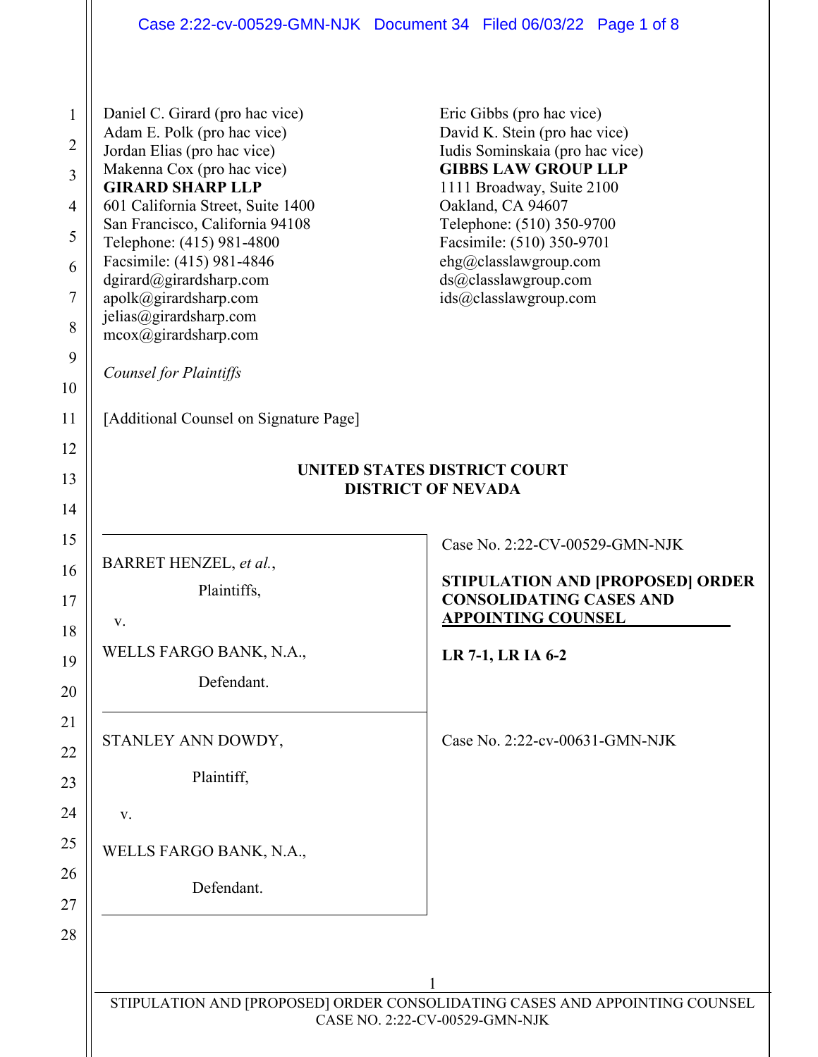Daniel C. Girard (pro hac vice)
Adam E. Polk (pro hac vice)
Jordan Elias (pro hac vice)
Makenna Cox (pro hac vice)
**GIRARD SHARP LLP**
601 California Street, Suite 1400
San Francisco, California 94108
Telephone: (415) 981-4800
Facsimile: (415) 981-4846
dgirard@girardsharp.com
apolk@girardsharp.com
jelias@girardsharp.com
mcox@girardsharp.com

Eric Gibbs (pro hac vice)
David K. Stein (pro hac vice)
Iudis Sominskaia (pro hac vice)
**GIBBS LAW GROUP LLP**
1111 Broadway, Suite 2100
Oakland, CA 94607
Telephone: (510) 350-9700
Facsimile: (510) 350-9701
ehg@classlawgroup.com
ds@classlawgroup.com
ids@classlawgroup.com

*Counsel for Plaintiffs*

[Additional Counsel on Signature Page]

**UNITED STATES DISTRICT COURT**
**DISTRICT OF NEVADA**

BARRET HENZEL, *et al.*,

Plaintiffs,

v.

WELLS FARGO BANK, N.A.,

Defendant.

Case No. 2:22-CV-00529-GMN-NJK

**STIPULATION AND [PROPOSED] ORDER CONSOLIDATING CASES AND APPOINTING COUNSEL**

**LR 7-1, LR IA 6-2**

STANLEY ANN DOWDY,

Plaintiff,

v.

WELLS FARGO BANK, N.A.,

Defendant.

Case No. 2:22-cv-00631-GMN-NJK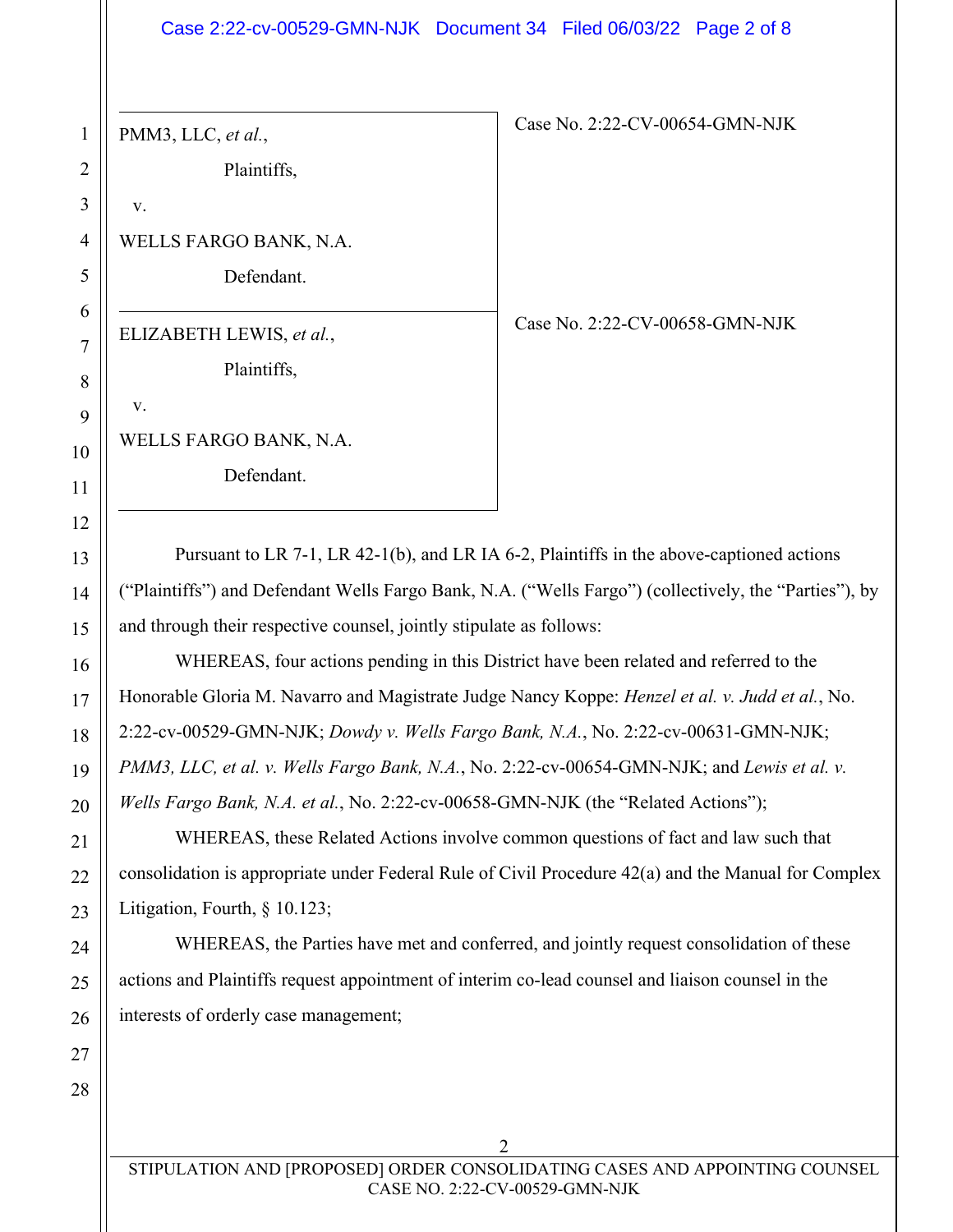| | |
|---|---|
| PMM3, LLC, *et al.*,<br>Plaintiffs,<br>v.<br>WELLS FARGO BANK, N.A.<br>Defendant. | Case No. 2:22-CV-00654-GMN-NJK |
| ELIZABETH LEWIS, *et al.*,<br>Plaintiffs,<br>v.<br>WELLS FARGO BANK, N.A.<br>Defendant. | Case No. 2:22-CV-00658-GMN-NJK |

Pursuant to LR 7-1, LR 42-1(b), and LR IA 6-2, Plaintiffs in the above-captioned actions ("Plaintiffs") and Defendant Wells Fargo Bank, N.A. ("Wells Fargo") (collectively, the "Parties"), by and through their respective counsel, jointly stipulate as follows:

WHEREAS, four actions pending in this District have been related and referred to the Honorable Gloria M. Navarro and Magistrate Judge Nancy Koppe: *Henzel et al. v. Judd et al.*, No. 2:22-cv-00529-GMN-NJK; *Dowdy v. Wells Fargo Bank, N.A.*, No. 2:22-cv-00631-GMN-NJK; *PMM3, LLC, et al. v. Wells Fargo Bank, N.A.*, No. 2:22-cv-00654-GMN-NJK; and *Lewis et al. v. Wells Fargo Bank, N.A. et al.*, No. 2:22-cv-00658-GMN-NJK (the "Related Actions");

WHEREAS, these Related Actions involve common questions of fact and law such that consolidation is appropriate under Federal Rule of Civil Procedure 42(a) and the Manual for Complex Litigation, Fourth, § 10.123;

WHEREAS, the Parties have met and conferred, and jointly request consolidation of these actions and Plaintiffs request appointment of interim co-lead counsel and liaison counsel in the interests of orderly case management;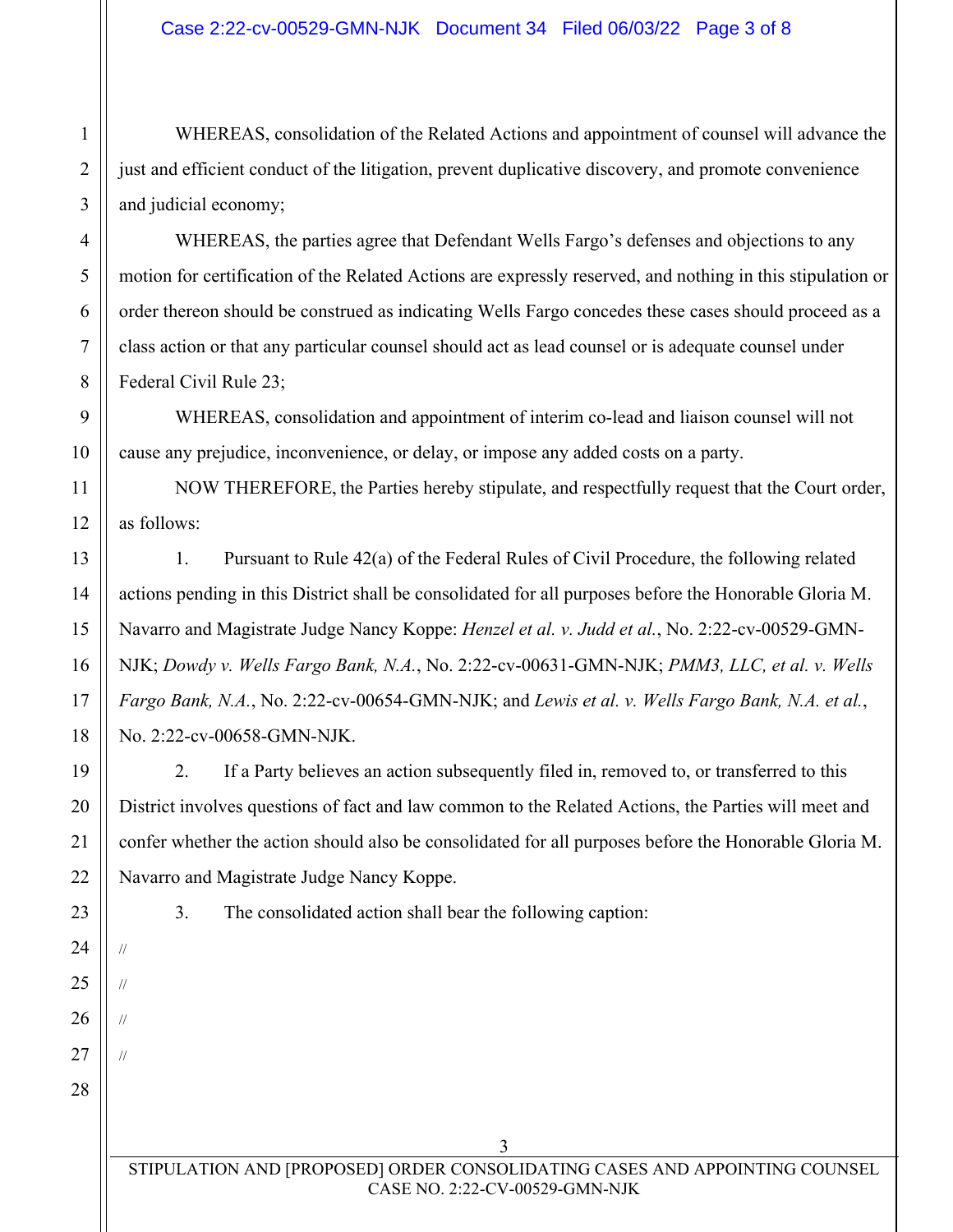WHEREAS, consolidation of the Related Actions and appointment of counsel will advance the just and efficient conduct of the litigation, prevent duplicative discovery, and promote convenience and judicial economy;

WHEREAS, the parties agree that Defendant Wells Fargo's defenses and objections to any motion for certification of the Related Actions are expressly reserved, and nothing in this stipulation or order thereon should be construed as indicating Wells Fargo concedes these cases should proceed as a class action or that any particular counsel should act as lead counsel or is adequate counsel under Federal Civil Rule 23;

WHEREAS, consolidation and appointment of interim co-lead and liaison counsel will not cause any prejudice, inconvenience, or delay, or impose any added costs on a party.

NOW THEREFORE, the Parties hereby stipulate, and respectfully request that the Court order, as follows:

1. Pursuant to Rule 42(a) of the Federal Rules of Civil Procedure, the following related actions pending in this District shall be consolidated for all purposes before the Honorable Gloria M. Navarro and Magistrate Judge Nancy Koppe: *Henzel et al. v. Judd et al.*, No. 2:22-cv-00529-GMN-NJK; *Dowdy v. Wells Fargo Bank, N.A.*, No. 2:22-cv-00631-GMN-NJK; *PMM3, LLC, et al. v. Wells Fargo Bank, N.A.*, No. 2:22-cv-00654-GMN-NJK; and *Lewis et al. v. Wells Fargo Bank, N.A. et al.*, No. 2:22-cv-00658-GMN-NJK.

2. If a Party believes an action subsequently filed in, removed to, or transferred to this District involves questions of fact and law common to the Related Actions, the Parties will meet and confer whether the action should also be consolidated for all purposes before the Honorable Gloria M. Navarro and Magistrate Judge Nancy Koppe.

3. The consolidated action shall bear the following caption:

//

//

//

//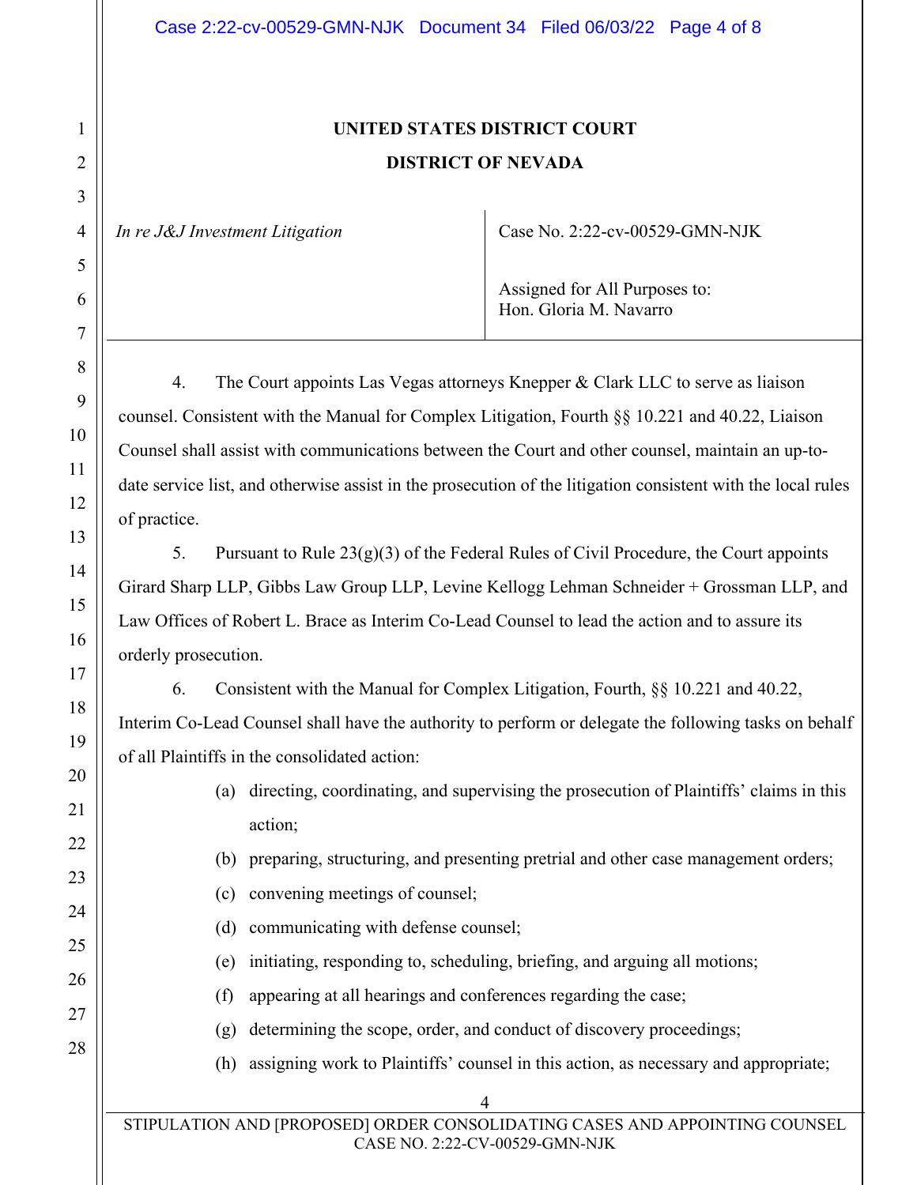**UNITED STATES DISTRICT COURT**

**DISTRICT OF NEVADA**

| | |
|---|---|
| *In re J&J Investment Litigation* | Case No. 2:22-cv-00529-GMN-NJK<br><br>Assigned for All Purposes to:<br>Hon. Gloria M. Navarro |

4. The Court appoints Las Vegas attorneys Knepper & Clark LLC to serve as liaison counsel. Consistent with the Manual for Complex Litigation, Fourth §§ 10.221 and 40.22, Liaison Counsel shall assist with communications between the Court and other counsel, maintain an up-to-date service list, and otherwise assist in the prosecution of the litigation consistent with the local rules of practice.

5. Pursuant to Rule 23(g)(3) of the Federal Rules of Civil Procedure, the Court appoints Girard Sharp LLP, Gibbs Law Group LLP, Levine Kellogg Lehman Schneider + Grossman LLP, and Law Offices of Robert L. Brace as Interim Co-Lead Counsel to lead the action and to assure its orderly prosecution.

6. Consistent with the Manual for Complex Litigation, Fourth, §§ 10.221 and 40.22, Interim Co-Lead Counsel shall have the authority to perform or delegate the following tasks on behalf of all Plaintiffs in the consolidated action:

(a) directing, coordinating, and supervising the prosecution of Plaintiffs' claims in this action;

(b) preparing, structuring, and presenting pretrial and other case management orders;

(c) convening meetings of counsel;

(d) communicating with defense counsel;

(e) initiating, responding to, scheduling, briefing, and arguing all motions;

(f) appearing at all hearings and conferences regarding the case;

(g) determining the scope, order, and conduct of discovery proceedings;

(h) assigning work to Plaintiffs' counsel in this action, as necessary and appropriate;

STIPULATION AND [PROPOSED] ORDER CONSOLIDATING CASES AND APPOINTING COUNSEL
CASE NO. 2:22-CV-00529-GMN-NJK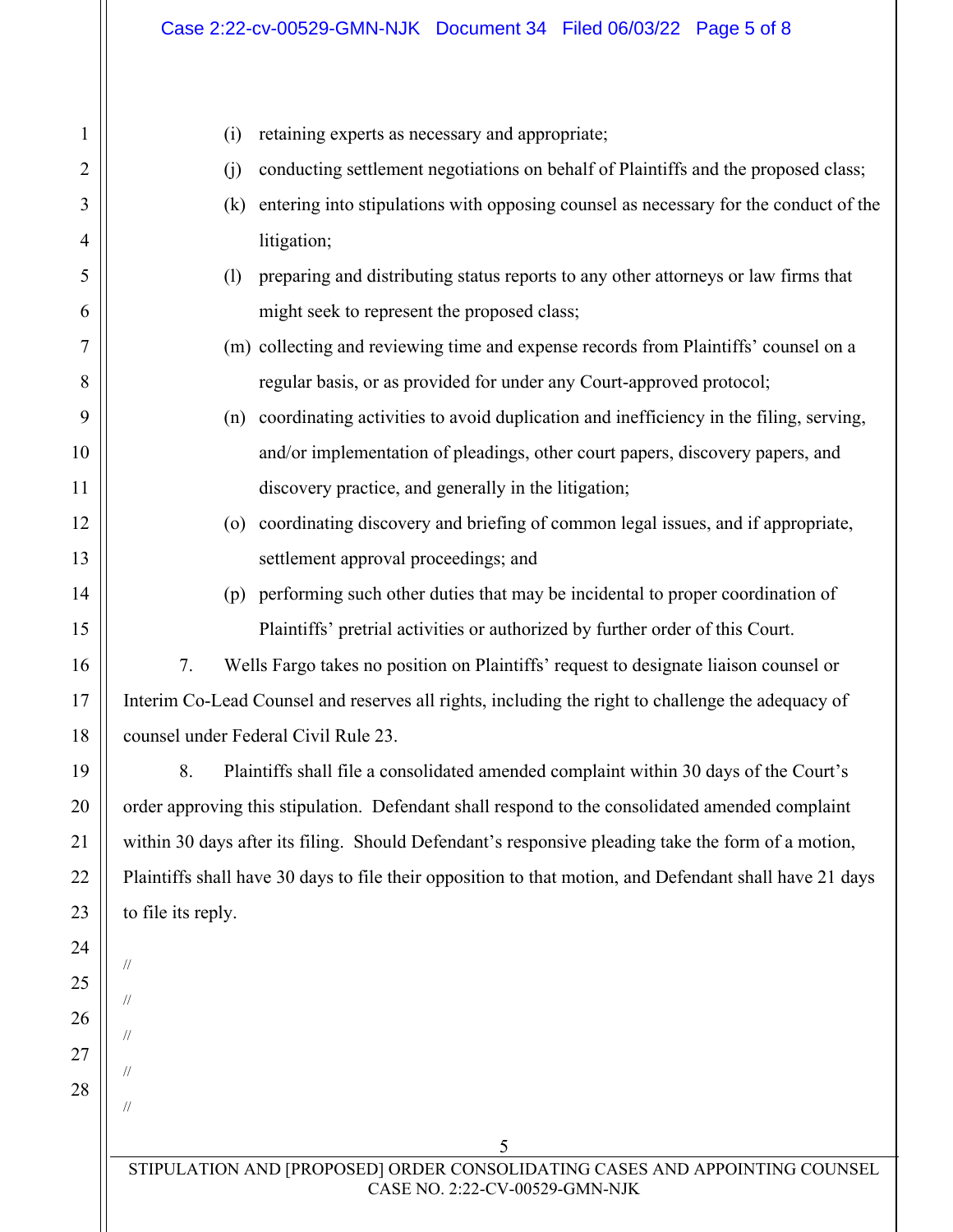(i) retaining experts as necessary and appropriate;

(j) conducting settlement negotiations on behalf of Plaintiffs and the proposed class;

(k) entering into stipulations with opposing counsel as necessary for the conduct of the litigation;

(l) preparing and distributing status reports to any other attorneys or law firms that might seek to represent the proposed class;

(m) collecting and reviewing time and expense records from Plaintiffs' counsel on a regular basis, or as provided for under any Court-approved protocol;

(n) coordinating activities to avoid duplication and inefficiency in the filing, serving, and/or implementation of pleadings, other court papers, discovery papers, and discovery practice, and generally in the litigation;

(o) coordinating discovery and briefing of common legal issues, and if appropriate, settlement approval proceedings; and

(p) performing such other duties that may be incidental to proper coordination of Plaintiffs' pretrial activities or authorized by further order of this Court.

7. Wells Fargo takes no position on Plaintiffs' request to designate liaison counsel or Interim Co-Lead Counsel and reserves all rights, including the right to challenge the adequacy of counsel under Federal Civil Rule 23.

8. Plaintiffs shall file a consolidated amended complaint within 30 days of the Court's order approving this stipulation. Defendant shall respond to the consolidated amended complaint within 30 days after its filing. Should Defendant's responsive pleading take the form of a motion, Plaintiffs shall have 30 days to file their opposition to that motion, and Defendant shall have 21 days to file its reply.

//

//

//

//

//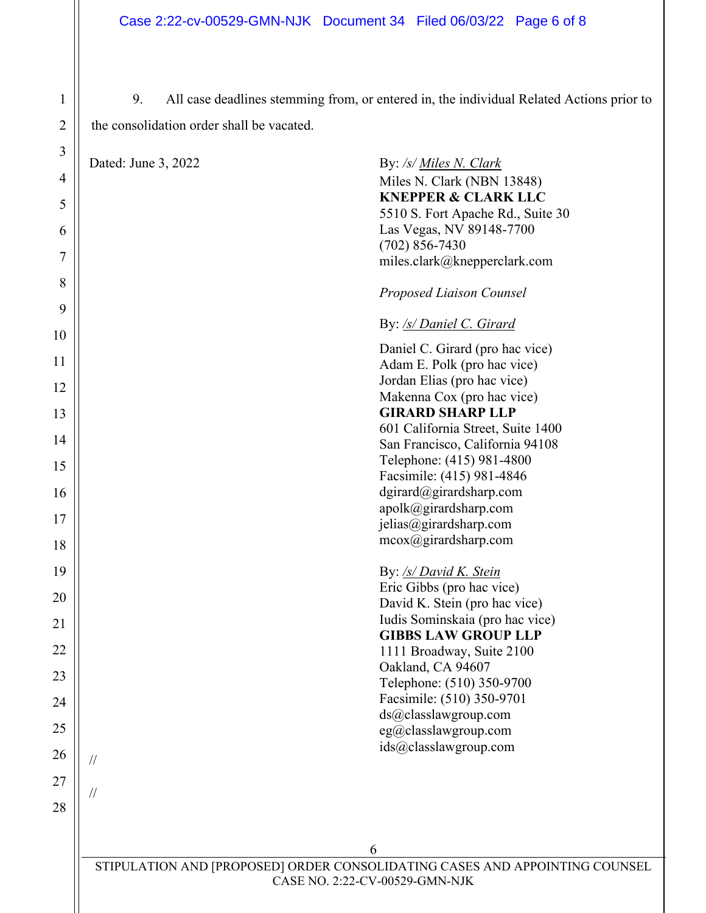9. All case deadlines stemming from, or entered in, the individual Related Actions prior to the consolidation order shall be vacated.

Dated: June 3, 2022

By: */s/ Miles N. Clark*
Miles N. Clark (NBN 13848)
**KNEPPER & CLARK LLC**
5510 S. Fort Apache Rd., Suite 30
Las Vegas, NV 89148-7700
(702) 856-7430
miles.clark@knepperclark.com

*Proposed Liaison Counsel*

By: */s/ Daniel C. Girard*

Daniel C. Girard (pro hac vice)
Adam E. Polk (pro hac vice)
Jordan Elias (pro hac vice)
Makenna Cox (pro hac vice)
**GIRARD SHARP LLP**
601 California Street, Suite 1400
San Francisco, California 94108
Telephone: (415) 981-4800
Facsimile: (415) 981-4846
dgirard@girardsharp.com
apolk@girardsharp.com
jelias@girardsharp.com
mcox@girardsharp.com

By: */s/ David K. Stein*
Eric Gibbs (pro hac vice)
David K. Stein (pro hac vice)
Iudis Sominskaia (pro hac vice)
**GIBBS LAW GROUP LLP**
1111 Broadway, Suite 2100
Oakland, CA 94607
Telephone: (510) 350-9700
Facsimile: (510) 350-9701
ds@classlawgroup.com
eg@classlawgroup.com
ids@classlawgroup.com

//

//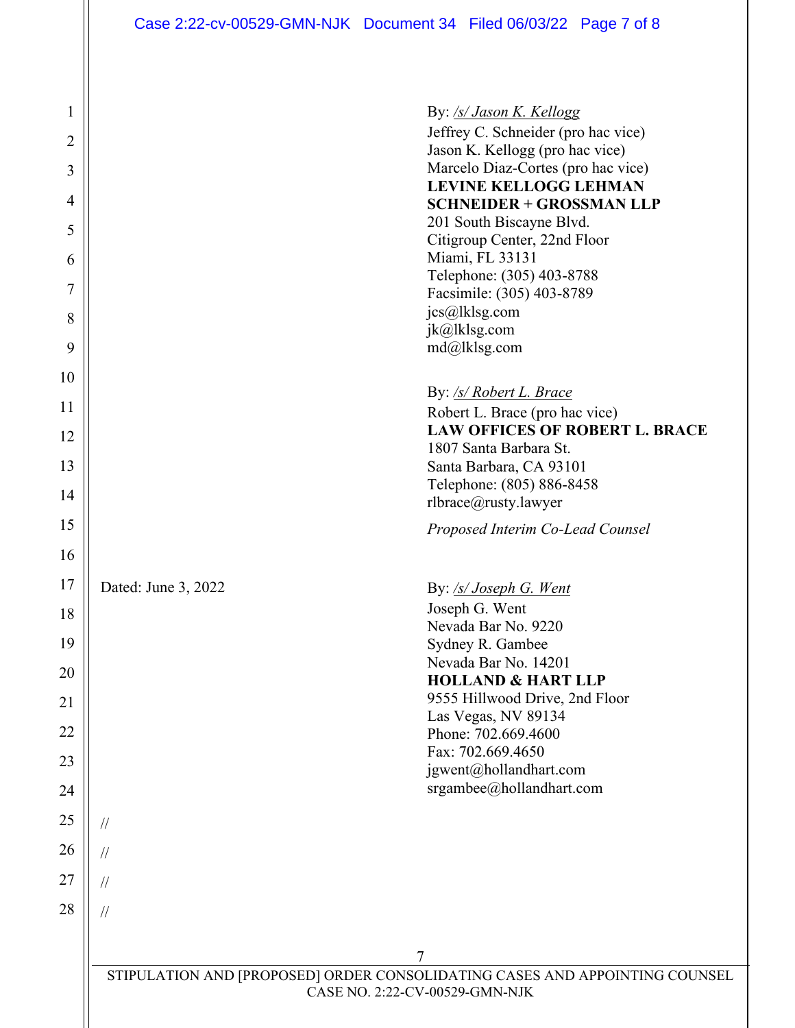By: */s/ Jason K. Kellogg*
Jeffrey C. Schneider (pro hac vice)
Jason K. Kellogg (pro hac vice)
Marcelo Diaz-Cortes (pro hac vice)
**LEVINE KELLOGG LEHMAN SCHNEIDER + GROSSMAN LLP**
201 South Biscayne Blvd.
Citigroup Center, 22nd Floor
Miami, FL 33131
Telephone: (305) 403-8788
Facsimile: (305) 403-8789
jcs@lklsg.com
jk@lklsg.com
md@lklsg.com

By: */s/ Robert L. Brace*
Robert L. Brace (pro hac vice)
**LAW OFFICES OF ROBERT L. BRACE**
1807 Santa Barbara St.
Santa Barbara, CA 93101
Telephone: (805) 886-8458
rlbrace@rusty.lawyer

*Proposed Interim Co-Lead Counsel*

Dated: June 3, 2022

By: */s/ Joseph G. Went*
Joseph G. Went
Nevada Bar No. 9220
Sydney R. Gambee
Nevada Bar No. 14201
**HOLLAND & HART LLP**
9555 Hillwood Drive, 2nd Floor
Las Vegas, NV 89134
Phone: 702.669.4600
Fax: 702.669.4650
jgwent@hollandhart.com
srgambee@hollandhart.com

//

//

//

//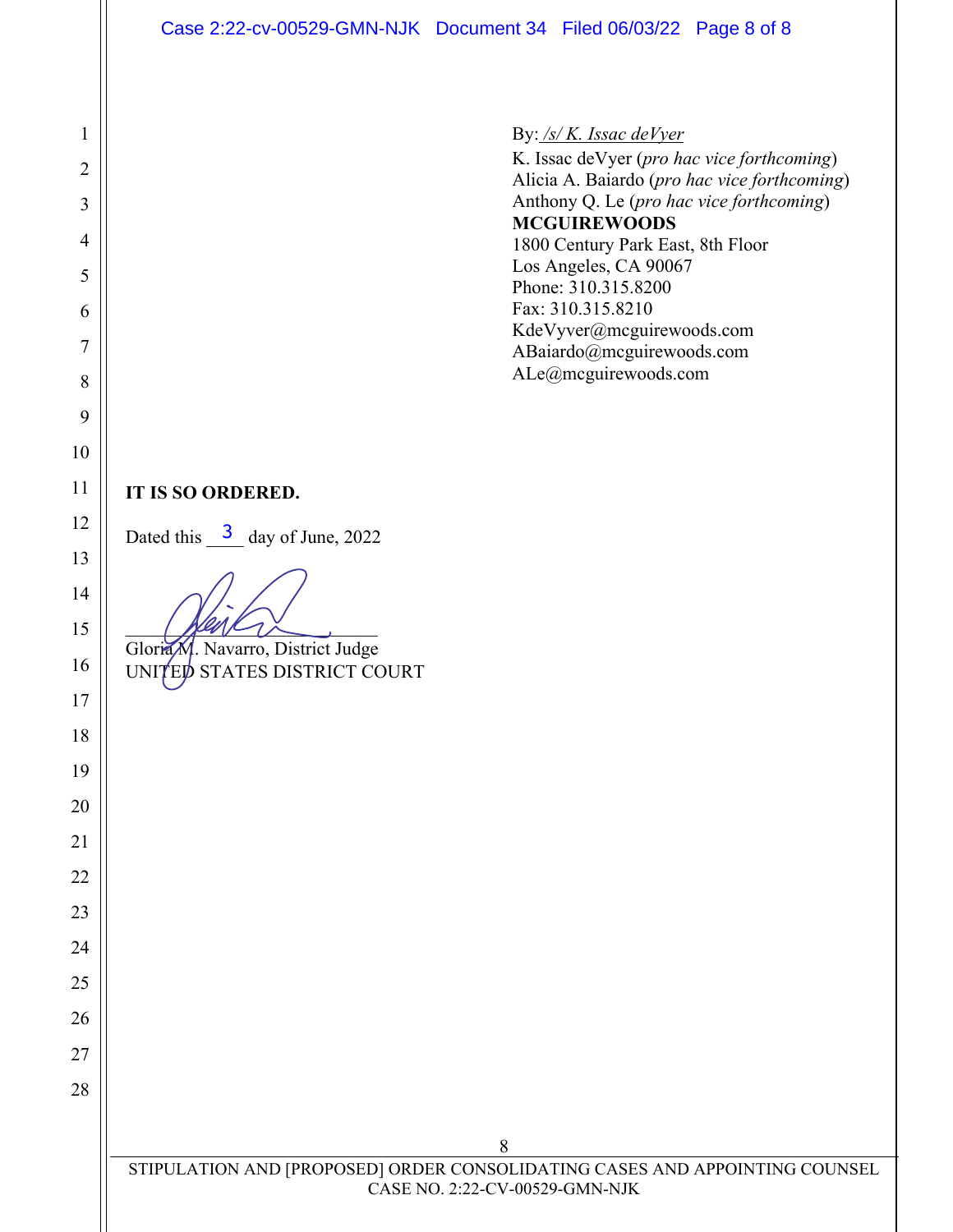By: /s/ K. Issac deVyer
K. Issac deVyer (*pro hac vice forthcoming*)
Alicia A. Baiardo (*pro hac vice forthcoming*)
Anthony Q. Le (*pro hac vice forthcoming*)
**MCGUIREWOODS**
1800 Century Park East, 8th Floor
Los Angeles, CA 90067
Phone: 310.315.8200
Fax: 310.315.8210
KdeVyver@mcguirewoods.com
ABaiardo@mcguirewoods.com
ALe@mcguirewoods.com

**IT IS SO ORDERED.**

Dated this 3 day of June, 2022

Gloria M. Navarro, District Judge
UNITED STATES DISTRICT COURT

STIPULATION AND [PROPOSED] ORDER CONSOLIDATING CASES AND APPOINTING COUNSEL
CASE NO. 2:22-CV-00529-GMN-NJK